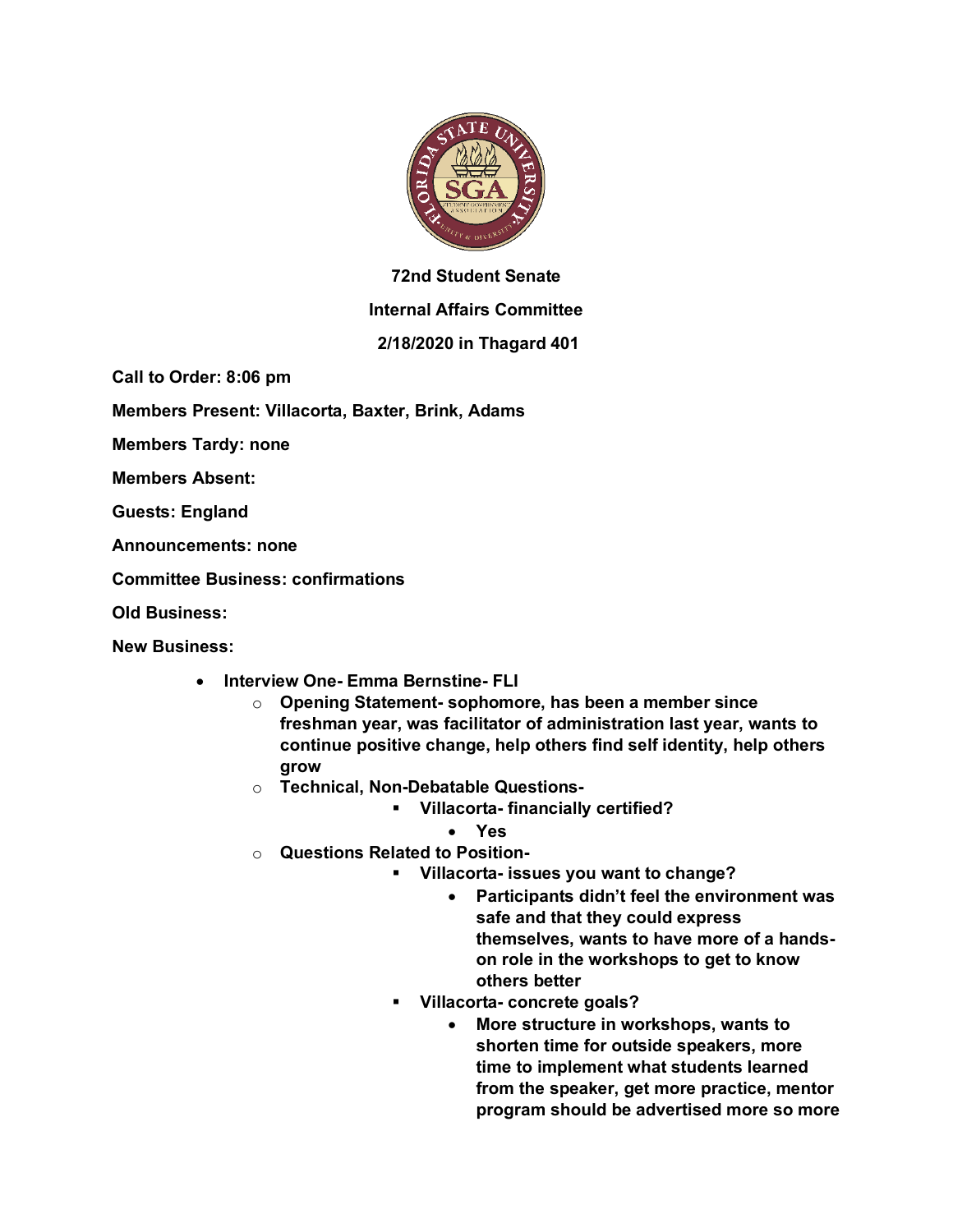**72nd Student Senate**

**Internal Affairs Committee**

**2/18/2020 in Thagard 401**

**Call to Order: 8:06 pm**

**Members Present: Villacorta, Baxter, Brink, Adams**

**Members Tardy: none**

**Members Absent:**

**Guests: England**

**Announcements: none**

**Committee Business: confirmations**

**Old Business:**

**New Business:**

- **Interview One- Emma Bernstine- FLI**
  - **Opening Statement- sophomore, has been a member since freshman year, was facilitator of administration last year, wants to continue positive change, help others find self identity, help others grow**
  - **Technical, Non-Debatable Questions-**
    - **Villacorta- financially certified?**
      - **Yes**
  - **Questions Related to Position-**
    - **Villacorta- issues you want to change?**
      - **Participants didn't feel the environment was safe and that they could express themselves, wants to have more of a hands-on role in the workshops to get to know others better**
    - **Villacorta- concrete goals?**
      - **More structure in workshops, wants to shorten time for outside speakers, more time to implement what students learned from the speaker, get more practice, mentor program should be advertised more so more**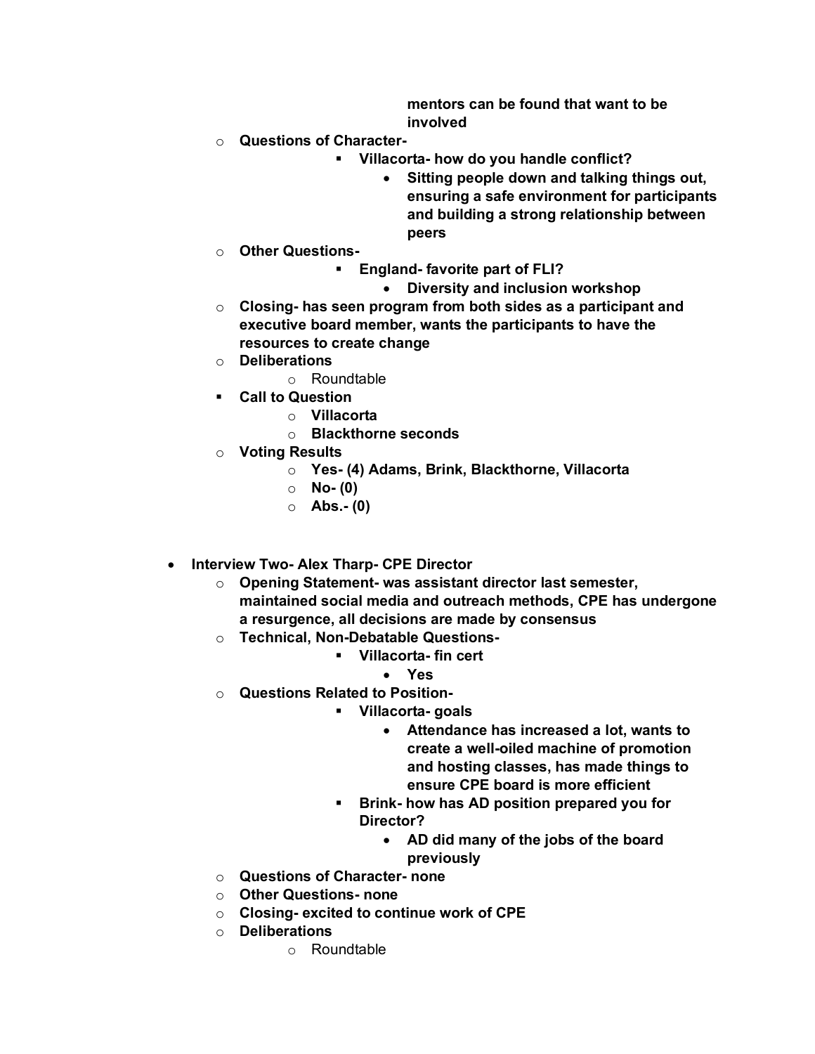- **mentors can be found that want to be involved**
    - **Questions of Character-**
        - **Villacorta- how do you handle conflict?**
            - **Sitting people down and talking things out, ensuring a safe environment for participants and building a strong relationship between peers**
    - **Other Questions-**
        - **England- favorite part of FLI?**
            - **Diversity and inclusion workshop**
    - **Closing- has seen program from both sides as a participant and executive board member, wants the participants to have the resources to create change**
    - **Deliberations**
        - Roundtable
    - **Call to Question**
        - **Villacorta**
        - **Blackthorne seconds**
    - **Voting Results**
        - **Yes- (4) Adams, Brink, Blackthorne, Villacorta**
        - **No- (0)**
        - **Abs.- (0)**

- **Interview Two- Alex Tharp- CPE Director**
    - **Opening Statement- was assistant director last semester, maintained social media and outreach methods, CPE has undergone a resurgence, all decisions are made by consensus**
    - **Technical, Non-Debatable Questions-**
        - **Villacorta- fin cert**
            - **Yes**
    - **Questions Related to Position-**
        - **Villacorta- goals**
            - **Attendance has increased a lot, wants to create a well-oiled machine of promotion and hosting classes, has made things to ensure CPE board is more efficient**
        - **Brink- how has AD position prepared you for Director?**
            - **AD did many of the jobs of the board previously**
    - **Questions of Character- none**
    - **Other Questions- none**
    - **Closing- excited to continue work of CPE**
    - **Deliberations**
        - Roundtable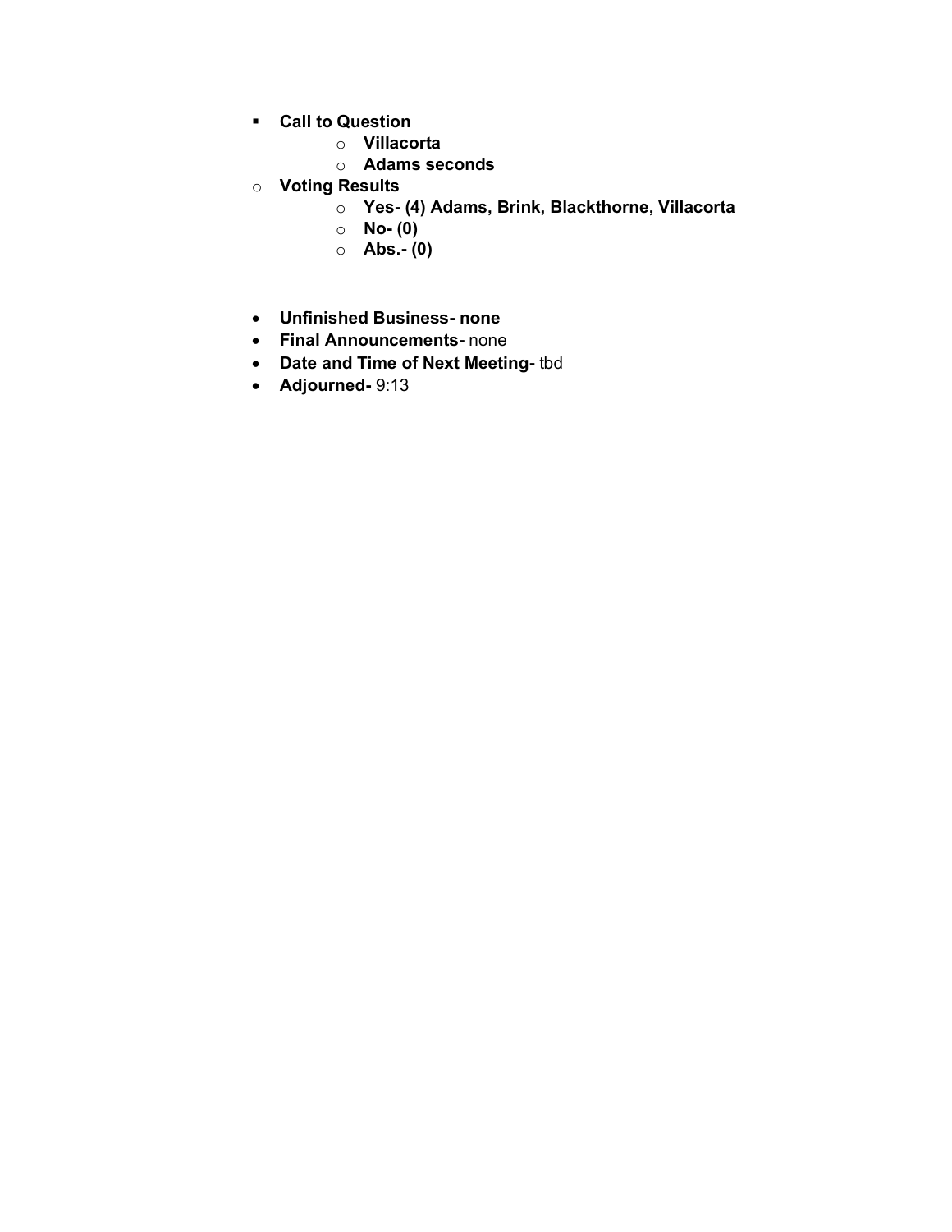- **Call to Question**
  - **Villacorta**
  - **Adams seconds**
- **Voting Results**
  - **Yes- (4) Adams, Brink, Blackthorne, Villacorta**
  - **No- (0)**
  - **Abs.- (0)**

- **Unfinished Business- none**
- **Final Announcements-** none
- **Date and Time of Next Meeting-** tbd
- **Adjourned-** 9:13